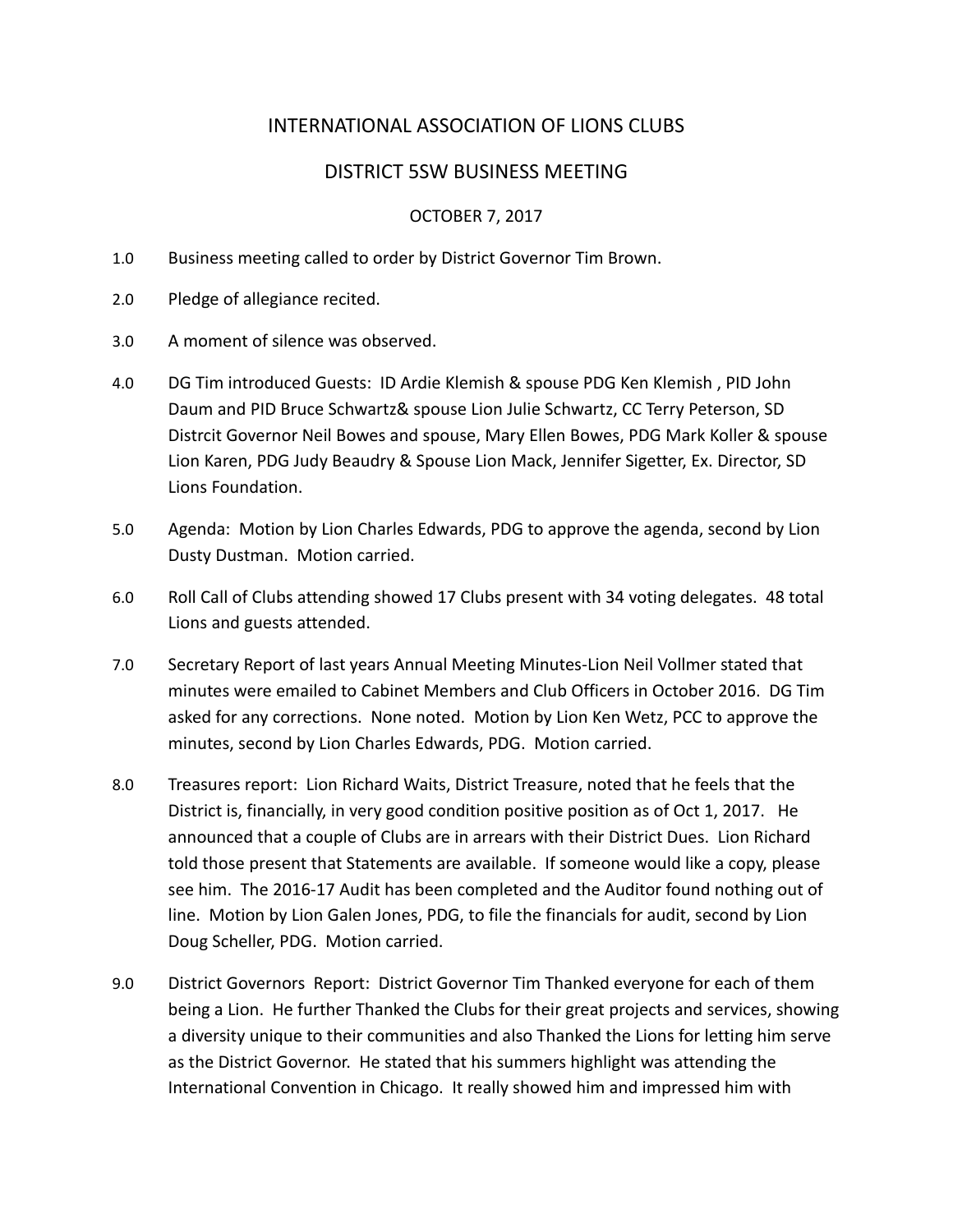# INTERNATIONAL ASSOCIATION OF LIONS CLUBS

## DISTRICT 5SW BUSINESS MEETING

OCTOBER 7, 2017

1.0 Business meeting called to order by District Governor Tim Brown.

2.0 Pledge of allegiance recited.

3.0 A moment of silence was observed.

4.0 DG Tim introduced Guests: ID Ardie Klemish & spouse PDG Ken Klemish , PID John Daum and PID Bruce Schwartz& spouse Lion Julie Schwartz, CC Terry Peterson, SD Distrcit Governor Neil Bowes and spouse, Mary Ellen Bowes, PDG Mark Koller & spouse Lion Karen, PDG Judy Beaudry & Spouse Lion Mack, Jennifer Sigetter, Ex. Director, SD Lions Foundation.

5.0 Agenda: Motion by Lion Charles Edwards, PDG to approve the agenda, second by Lion Dusty Dustman. Motion carried.

6.0 Roll Call of Clubs attending showed 17 Clubs present with 34 voting delegates. 48 total Lions and guests attended.

7.0 Secretary Report of last years Annual Meeting Minutes-Lion Neil Vollmer stated that minutes were emailed to Cabinet Members and Club Officers in October 2016. DG Tim asked for any corrections. None noted. Motion by Lion Ken Wetz, PCC to approve the minutes, second by Lion Charles Edwards, PDG. Motion carried.

8.0 Treasures report: Lion Richard Waits, District Treasure, noted that he feels that the District is, financially, in very good condition positive position as of Oct 1, 2017. He announced that a couple of Clubs are in arrears with their District Dues. Lion Richard told those present that Statements are available. If someone would like a copy, please see him. The 2016-17 Audit has been completed and the Auditor found nothing out of line. Motion by Lion Galen Jones, PDG, to file the financials for audit, second by Lion Doug Scheller, PDG. Motion carried.

9.0 District Governors Report: District Governor Tim Thanked everyone for each of them being a Lion. He further Thanked the Clubs for their great projects and services, showing a diversity unique to their communities and also Thanked the Lions for letting him serve as the District Governor. He stated that his summers highlight was attending the International Convention in Chicago. It really showed him and impressed him with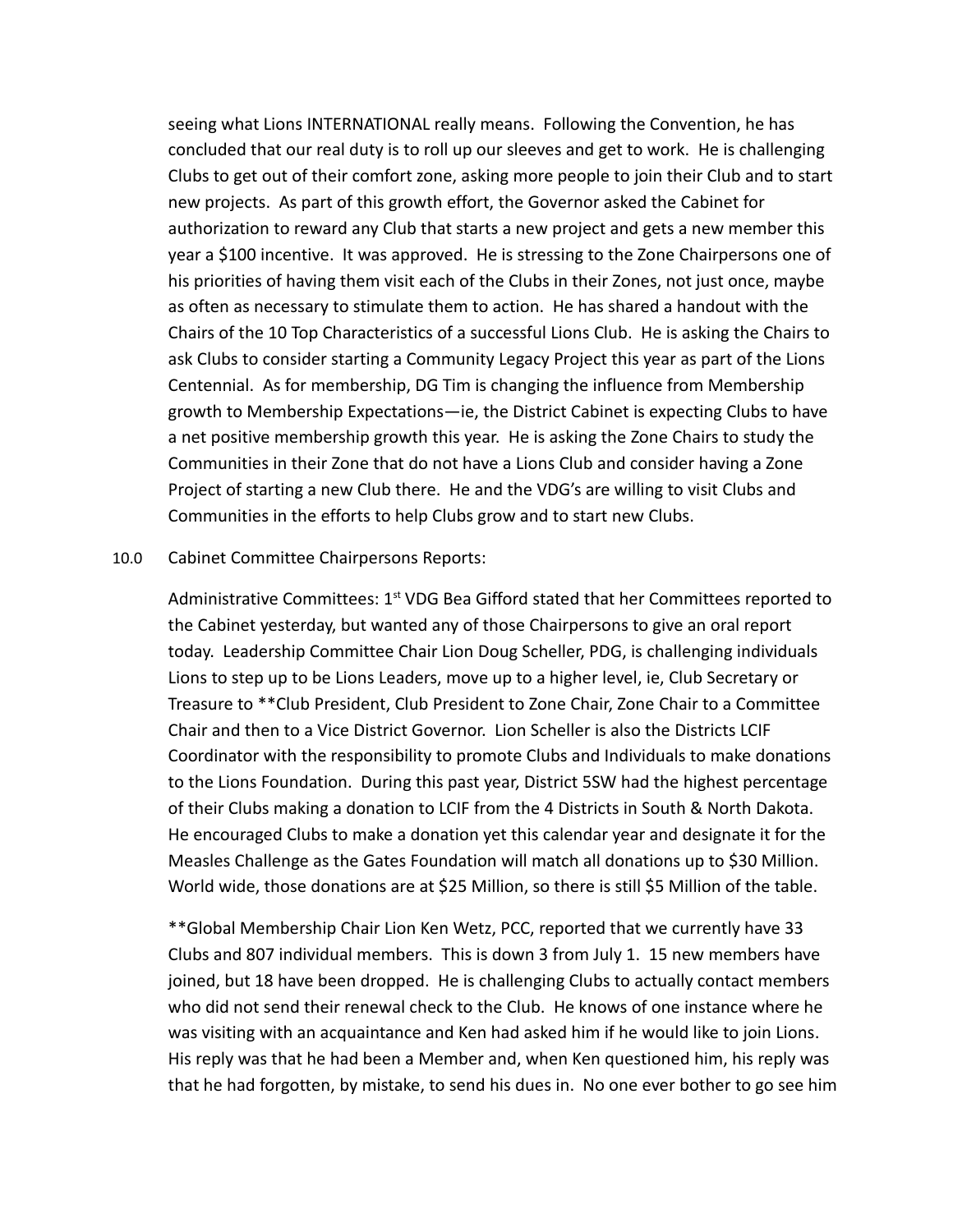seeing what Lions INTERNATIONAL really means. Following the Convention, he has concluded that our real duty is to roll up our sleeves and get to work. He is challenging Clubs to get out of their comfort zone, asking more people to join their Club and to start new projects. As part of this growth effort, the Governor asked the Cabinet for authorization to reward any Club that starts a new project and gets a new member this year a $100 incentive. It was approved. He is stressing to the Zone Chairpersons one of his priorities of having them visit each of the Clubs in their Zones, not just once, maybe as often as necessary to stimulate them to action. He has shared a handout with the Chairs of the 10 Top Characteristics of a successful Lions Club. He is asking the Chairs to ask Clubs to consider starting a Community Legacy Project this year as part of the Lions Centennial. As for membership, DG Tim is changing the influence from Membership growth to Membership Expectations—ie, the District Cabinet is expecting Clubs to have a net positive membership growth this year. He is asking the Zone Chairs to study the Communities in their Zone that do not have a Lions Club and consider having a Zone Project of starting a new Club there. He and the VDG's are willing to visit Clubs and Communities in the efforts to help Clubs grow and to start new Clubs.

10.0 Cabinet Committee Chairpersons Reports:

Administrative Committees: 1st VDG Bea Gifford stated that her Committees reported to the Cabinet yesterday, but wanted any of those Chairpersons to give an oral report today. Leadership Committee Chair Lion Doug Scheller, PDG, is challenging individuals Lions to step up to be Lions Leaders, move up to a higher level, ie, Club Secretary or Treasure to **Club President, Club President to Zone Chair, Zone Chair to a Committee Chair and then to a Vice District Governor. Lion Scheller is also the Districts LCIF Coordinator with the responsibility to promote Clubs and Individuals to make donations to the Lions Foundation. During this past year, District 5SW had the highest percentage of their Clubs making a donation to LCIF from the 4 Districts in South & North Dakota. He encouraged Clubs to make a donation yet this calendar year and designate it for the Measles Challenge as the Gates Foundation will match all donations up to $30 Million. World wide, those donations are at $25 Million, so there is still $5 Million of the table.

**Global Membership Chair Lion Ken Wetz, PCC, reported that we currently have 33 Clubs and 807 individual members. This is down 3 from July 1. 15 new members have joined, but 18 have been dropped. He is challenging Clubs to actually contact members who did not send their renewal check to the Club. He knows of one instance where he was visiting with an acquaintance and Ken had asked him if he would like to join Lions. His reply was that he had been a Member and, when Ken questioned him, his reply was that he had forgotten, by mistake, to send his dues in. No one ever bother to go see him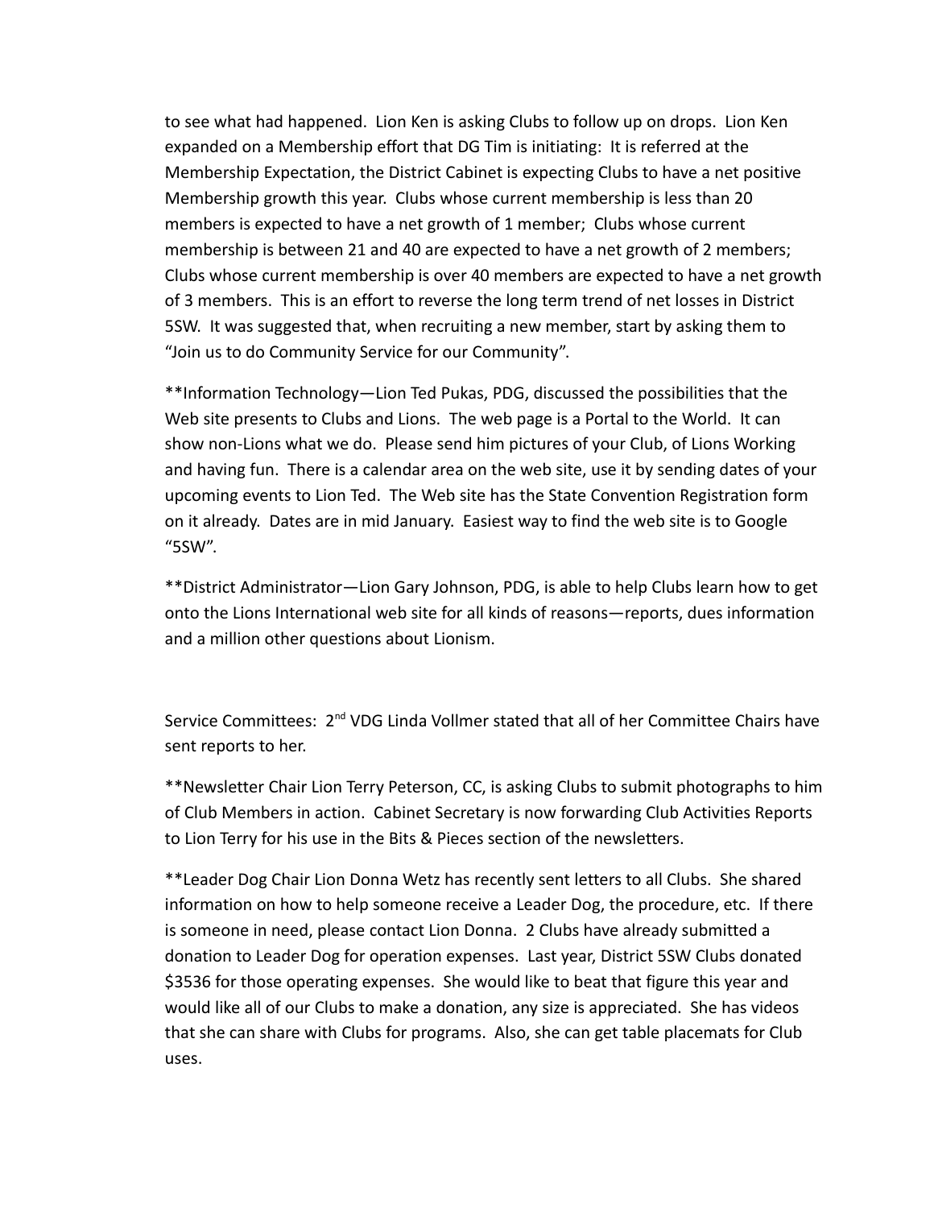to see what had happened. Lion Ken is asking Clubs to follow up on drops. Lion Ken expanded on a Membership effort that DG Tim is initiating: It is referred at the Membership Expectation, the District Cabinet is expecting Clubs to have a net positive Membership growth this year. Clubs whose current membership is less than 20 members is expected to have a net growth of 1 member; Clubs whose current membership is between 21 and 40 are expected to have a net growth of 2 members; Clubs whose current membership is over 40 members are expected to have a net growth of 3 members. This is an effort to reverse the long term trend of net losses in District 5SW. It was suggested that, when recruiting a new member, start by asking them to "Join us to do Community Service for our Community".

**Information Technology—Lion Ted Pukas, PDG, discussed the possibilities that the Web site presents to Clubs and Lions. The web page is a Portal to the World. It can show non-Lions what we do. Please send him pictures of your Club, of Lions Working and having fun. There is a calendar area on the web site, use it by sending dates of your upcoming events to Lion Ted. The Web site has the State Convention Registration form on it already. Dates are in mid January. Easiest way to find the web site is to Google "5SW".

**District Administrator—Lion Gary Johnson, PDG, is able to help Clubs learn how to get onto the Lions International web site for all kinds of reasons—reports, dues information and a million other questions about Lionism.

Service Committees: 2nd VDG Linda Vollmer stated that all of her Committee Chairs have sent reports to her.

**Newsletter Chair Lion Terry Peterson, CC, is asking Clubs to submit photographs to him of Club Members in action. Cabinet Secretary is now forwarding Club Activities Reports to Lion Terry for his use in the Bits & Pieces section of the newsletters.

**Leader Dog Chair Lion Donna Wetz has recently sent letters to all Clubs. She shared information on how to help someone receive a Leader Dog, the procedure, etc. If there is someone in need, please contact Lion Donna. 2 Clubs have already submitted a donation to Leader Dog for operation expenses. Last year, District 5SW Clubs donated $3536 for those operating expenses. She would like to beat that figure this year and would like all of our Clubs to make a donation, any size is appreciated. She has videos that she can share with Clubs for programs. Also, she can get table placemats for Club uses.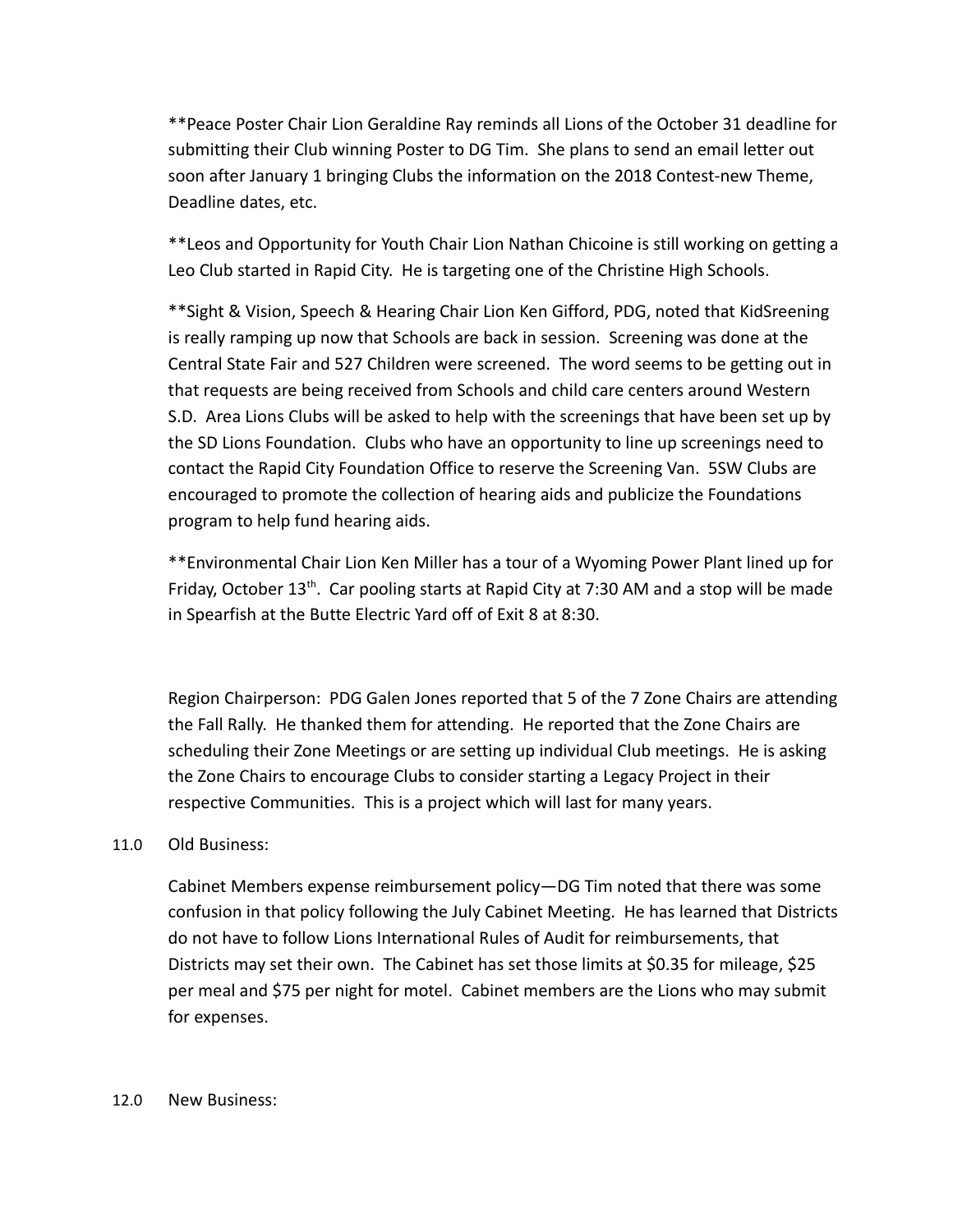**Peace Poster Chair Lion Geraldine Ray reminds all Lions of the October 31 deadline for submitting their Club winning Poster to DG Tim. She plans to send an email letter out soon after January 1 bringing Clubs the information on the 2018 Contest-new Theme, Deadline dates, etc.

**Leos and Opportunity for Youth Chair Lion Nathan Chicoine is still working on getting a Leo Club started in Rapid City. He is targeting one of the Christine High Schools.

**Sight & Vision, Speech & Hearing Chair Lion Ken Gifford, PDG, noted that KidSreening is really ramping up now that Schools are back in session. Screening was done at the Central State Fair and 527 Children were screened. The word seems to be getting out in that requests are being received from Schools and child care centers around Western S.D. Area Lions Clubs will be asked to help with the screenings that have been set up by the SD Lions Foundation. Clubs who have an opportunity to line up screenings need to contact the Rapid City Foundation Office to reserve the Screening Van. 5SW Clubs are encouraged to promote the collection of hearing aids and publicize the Foundations program to help fund hearing aids.

**Environmental Chair Lion Ken Miller has a tour of a Wyoming Power Plant lined up for Friday, October 13th. Car pooling starts at Rapid City at 7:30 AM and a stop will be made in Spearfish at the Butte Electric Yard off of Exit 8 at 8:30.

Region Chairperson: PDG Galen Jones reported that 5 of the 7 Zone Chairs are attending the Fall Rally. He thanked them for attending. He reported that the Zone Chairs are scheduling their Zone Meetings or are setting up individual Club meetings. He is asking the Zone Chairs to encourage Clubs to consider starting a Legacy Project in their respective Communities. This is a project which will last for many years.

11.0 Old Business:

Cabinet Members expense reimbursement policy—DG Tim noted that there was some confusion in that policy following the July Cabinet Meeting. He has learned that Districts do not have to follow Lions International Rules of Audit for reimbursements, that Districts may set their own. The Cabinet has set those limits at $0.35 for mileage, $25 per meal and $75 per night for motel. Cabinet members are the Lions who may submit for expenses.

12.0 New Business: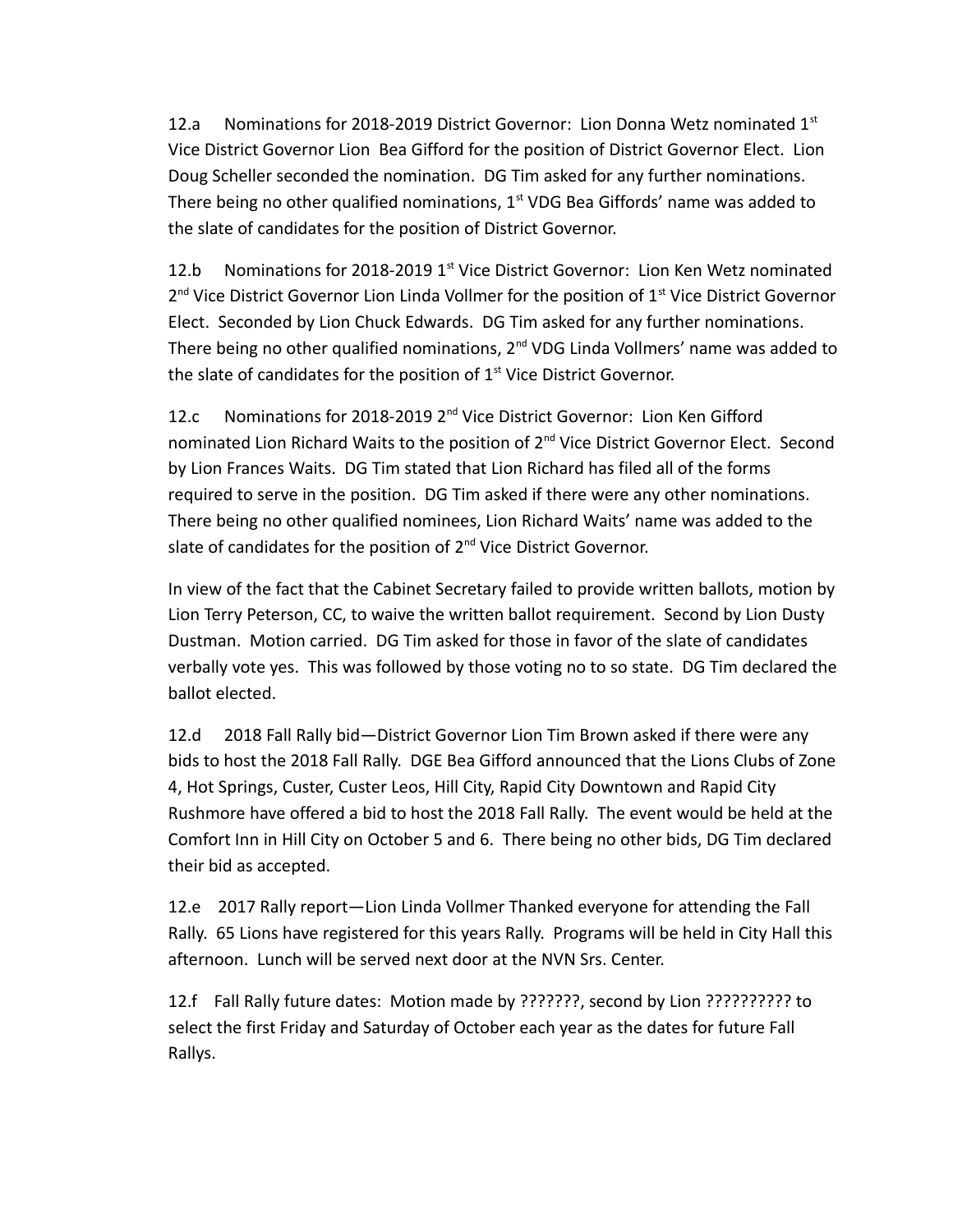12.a Nominations for 2018-2019 District Governor: Lion Donna Wetz nominated 1st Vice District Governor Lion Bea Gifford for the position of District Governor Elect. Lion Doug Scheller seconded the nomination. DG Tim asked for any further nominations. There being no other qualified nominations, 1st VDG Bea Giffords' name was added to the slate of candidates for the position of District Governor.

12.b Nominations for 2018-2019 1st Vice District Governor: Lion Ken Wetz nominated 2nd Vice District Governor Lion Linda Vollmer for the position of 1st Vice District Governor Elect. Seconded by Lion Chuck Edwards. DG Tim asked for any further nominations. There being no other qualified nominations, 2nd VDG Linda Vollmers' name was added to the slate of candidates for the position of 1st Vice District Governor.

12.c Nominations for 2018-2019 2nd Vice District Governor: Lion Ken Gifford nominated Lion Richard Waits to the position of 2nd Vice District Governor Elect. Second by Lion Frances Waits. DG Tim stated that Lion Richard has filed all of the forms required to serve in the position. DG Tim asked if there were any other nominations. There being no other qualified nominees, Lion Richard Waits' name was added to the slate of candidates for the position of 2nd Vice District Governor.

In view of the fact that the Cabinet Secretary failed to provide written ballots, motion by Lion Terry Peterson, CC, to waive the written ballot requirement. Second by Lion Dusty Dustman. Motion carried. DG Tim asked for those in favor of the slate of candidates verbally vote yes. This was followed by those voting no to so state. DG Tim declared the ballot elected.

12.d 2018 Fall Rally bid—District Governor Lion Tim Brown asked if there were any bids to host the 2018 Fall Rally. DGE Bea Gifford announced that the Lions Clubs of Zone 4, Hot Springs, Custer, Custer Leos, Hill City, Rapid City Downtown and Rapid City Rushmore have offered a bid to host the 2018 Fall Rally. The event would be held at the Comfort Inn in Hill City on October 5 and 6. There being no other bids, DG Tim declared their bid as accepted.

12.e 2017 Rally report—Lion Linda Vollmer Thanked everyone for attending the Fall Rally. 65 Lions have registered for this years Rally. Programs will be held in City Hall this afternoon. Lunch will be served next door at the NVN Srs. Center.

12.f Fall Rally future dates: Motion made by ???????, second by Lion ?????????? to select the first Friday and Saturday of October each year as the dates for future Fall Rallys.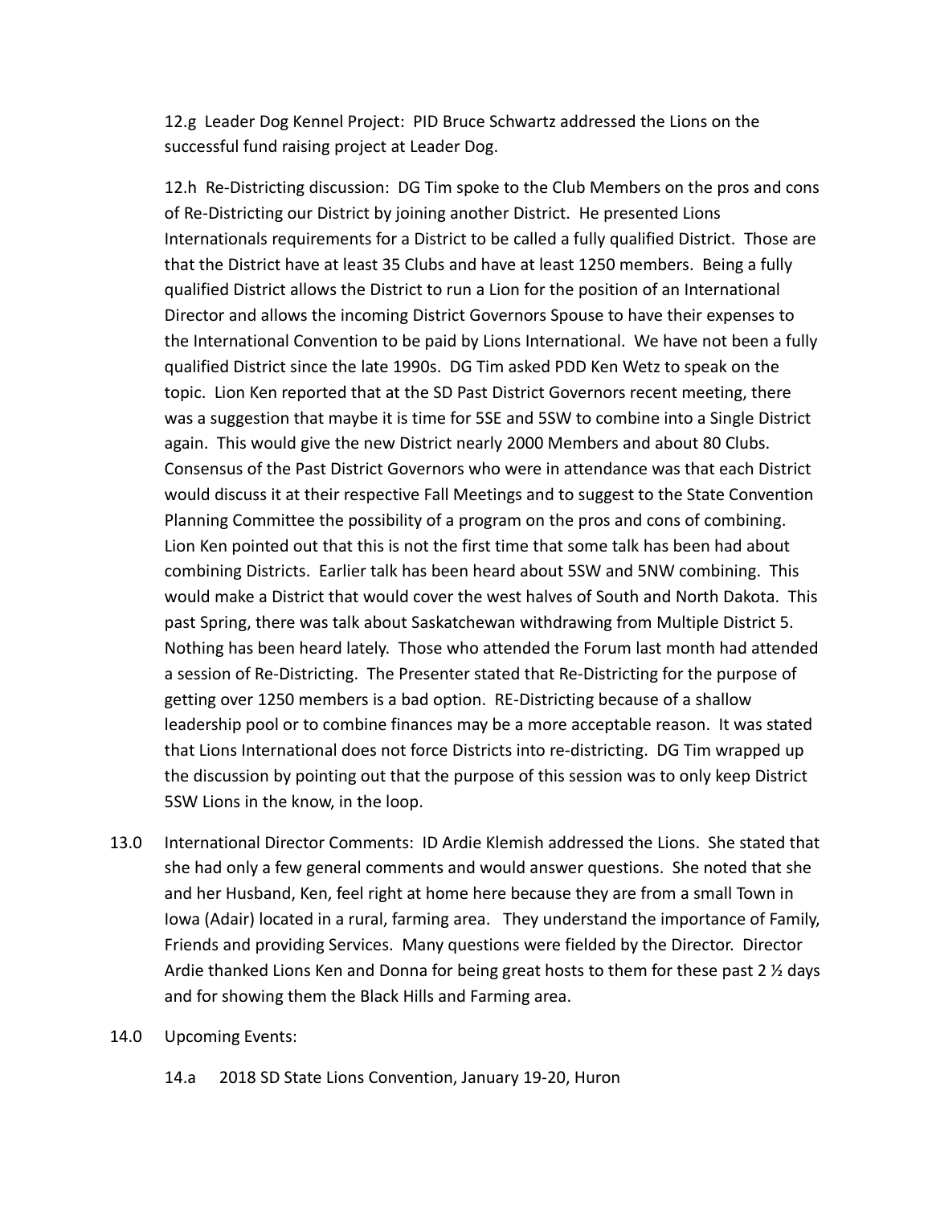12.g Leader Dog Kennel Project: PID Bruce Schwartz addressed the Lions on the successful fund raising project at Leader Dog.

12.h Re-Districting discussion: DG Tim spoke to the Club Members on the pros and cons of Re-Districting our District by joining another District. He presented Lions Internationals requirements for a District to be called a fully qualified District. Those are that the District have at least 35 Clubs and have at least 1250 members. Being a fully qualified District allows the District to run a Lion for the position of an International Director and allows the incoming District Governors Spouse to have their expenses to the International Convention to be paid by Lions International. We have not been a fully qualified District since the late 1990s. DG Tim asked PDD Ken Wetz to speak on the topic. Lion Ken reported that at the SD Past District Governors recent meeting, there was a suggestion that maybe it is time for 5SE and 5SW to combine into a Single District again. This would give the new District nearly 2000 Members and about 80 Clubs. Consensus of the Past District Governors who were in attendance was that each District would discuss it at their respective Fall Meetings and to suggest to the State Convention Planning Committee the possibility of a program on the pros and cons of combining. Lion Ken pointed out that this is not the first time that some talk has been had about combining Districts. Earlier talk has been heard about 5SW and 5NW combining. This would make a District that would cover the west halves of South and North Dakota. This past Spring, there was talk about Saskatchewan withdrawing from Multiple District 5. Nothing has been heard lately. Those who attended the Forum last month had attended a session of Re-Districting. The Presenter stated that Re-Districting for the purpose of getting over 1250 members is a bad option. RE-Districting because of a shallow leadership pool or to combine finances may be a more acceptable reason. It was stated that Lions International does not force Districts into re-districting. DG Tim wrapped up the discussion by pointing out that the purpose of this session was to only keep District 5SW Lions in the know, in the loop.

13.0 International Director Comments: ID Ardie Klemish addressed the Lions. She stated that she had only a few general comments and would answer questions. She noted that she and her Husband, Ken, feel right at home here because they are from a small Town in Iowa (Adair) located in a rural, farming area. They understand the importance of Family, Friends and providing Services. Many questions were fielded by the Director. Director Ardie thanked Lions Ken and Donna for being great hosts to them for these past 2 ½ days and for showing them the Black Hills and Farming area.

14.0 Upcoming Events:

14.a 2018 SD State Lions Convention, January 19-20, Huron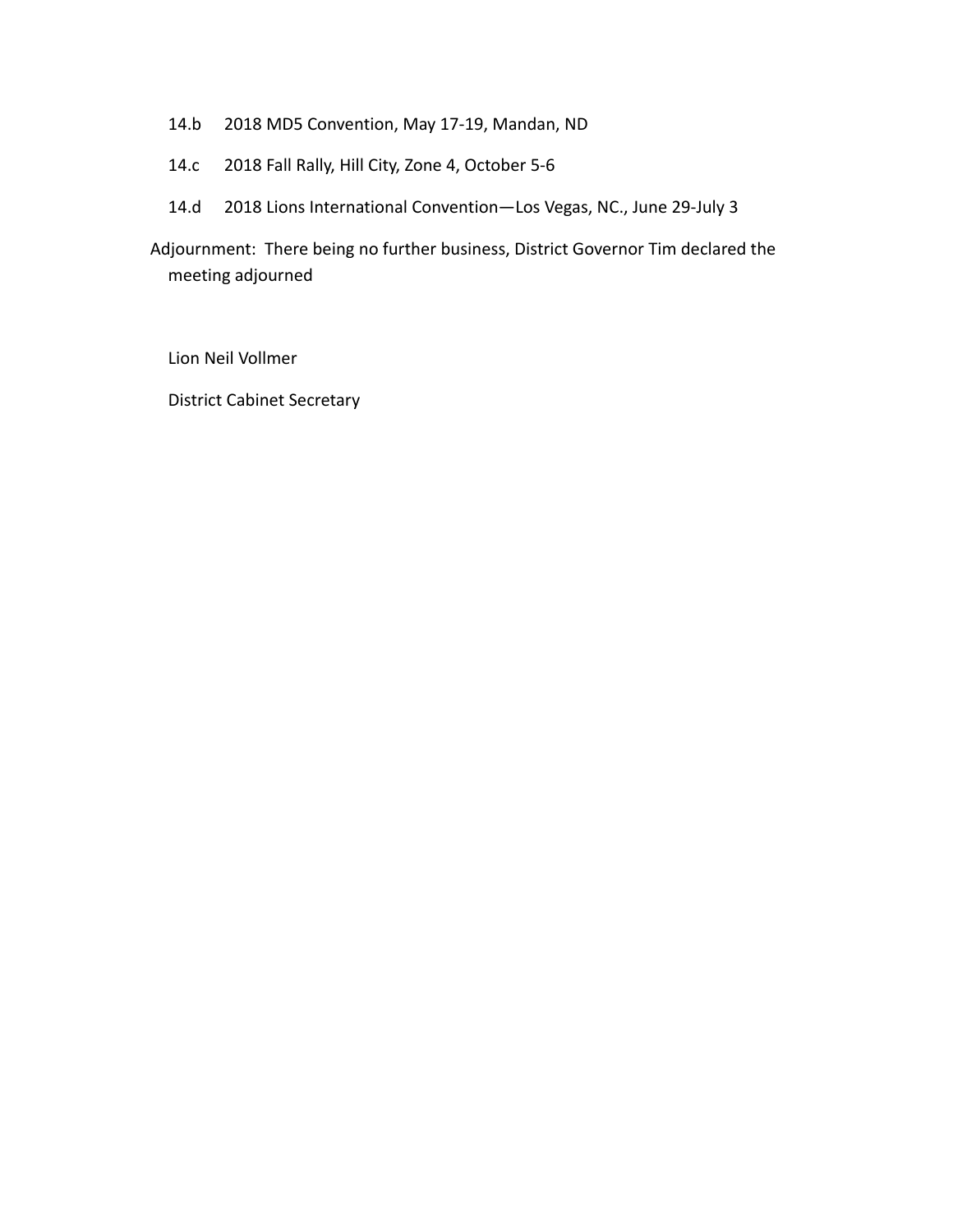14.b 2018 MD5 Convention, May 17-19, Mandan, ND

14.c 2018 Fall Rally, Hill City, Zone 4, October 5-6

14.d 2018 Lions International Convention—Los Vegas, NC., June 29-July 3

Adjournment: There being no further business, District Governor Tim declared the meeting adjourned

Lion Neil Vollmer

District Cabinet Secretary